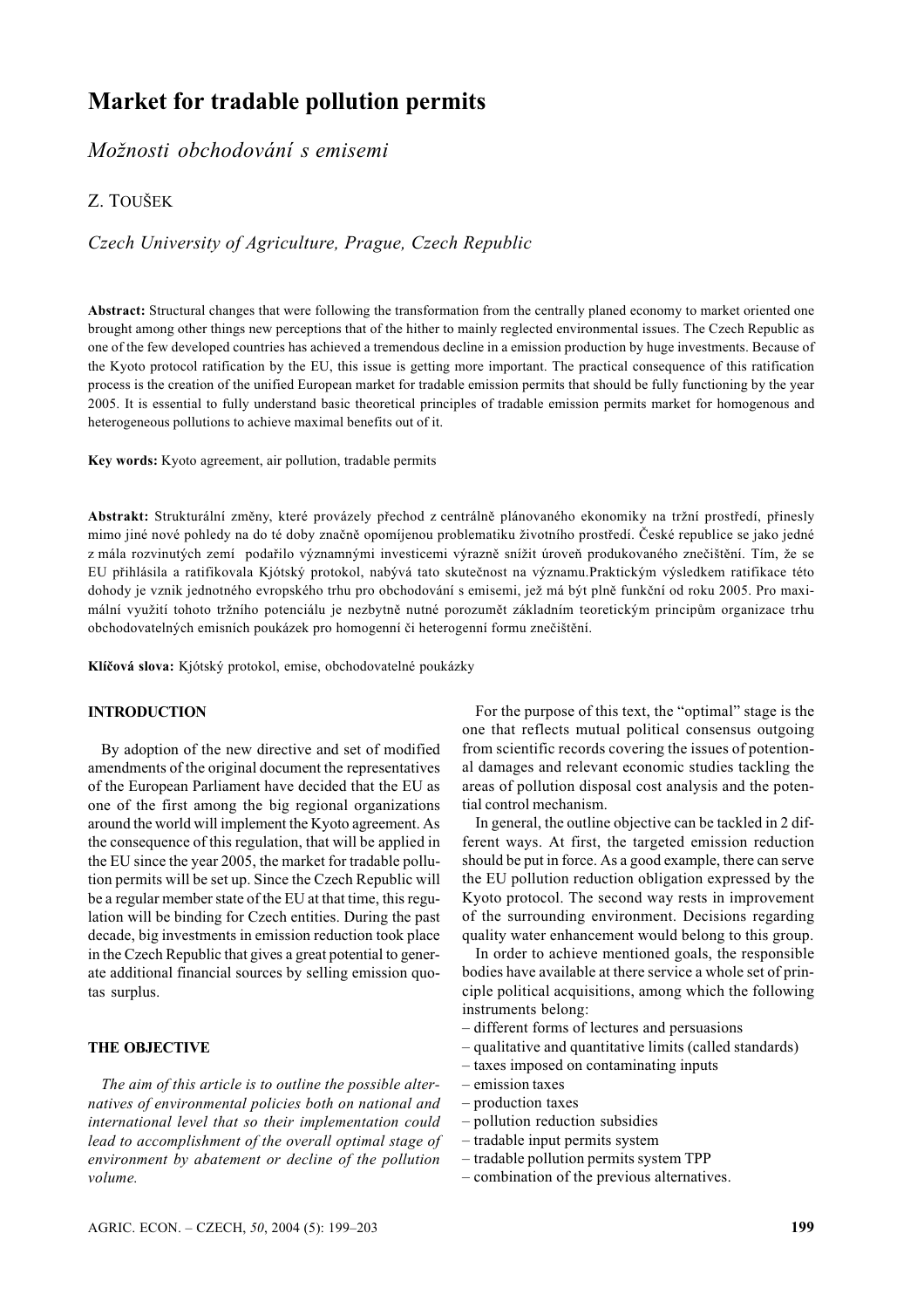# Market for tradable pollution permits

*Možnosti obchodování s emisemi*

Z. TOUŠEK

*Czech University of Agriculture, Prague, Czech Republic*

**Abstract:** Structural changes that were following the transformation from the centrally planed economy to market oriented one brought among other things new perceptions that of the hither to mainly reglected environmental issues. The Czech Republic as one of the few developed countries has achieved a tremendous decline in a emission production by huge investments. Because of the Kyoto protocol ratification by the EU, this issue is getting more important. The practical consequence of this ratification process is the creation of the unified European market for tradable emission permits that should be fully functioning by the year 2005. It is essential to fully understand basic theoretical principles of tradable emission permits market for homogenous and heterogeneous pollutions to achieve maximal benefits out of it.

**Key words:** Kyoto agreement, air pollution, tradable permits

**Abstrakt:** Strukturální změny, které provázely přechod z centrálně plánovaného ekonomiky na tržní prostředí, přinesly mimo jiné nové pohledy na do té doby značně opomíjenou problematiku životního prostředí. České republice se jako jedné z mála rozvinutých zemí podařilo významnými investicemi výrazně snížit úroveň produkovaného znečištění. Tím, že se EU přihlásila a ratifikovala Kjótský protokol, nabývá tato skutečnost na významu.Praktickým výsledkem ratifikace této dohody je vznik jednotného evropského trhu pro obchodování s emisemi, jež má být plně funkční od roku 2005. Pro maximální využití tohoto tržního potenciálu je nezbytně nutné porozumět základním teoretickým principům organizace trhu obchodovatelných emisních poukázek pro homogenní či heterogenní formu znečištění.

**Klíčová slova:** Kjótský protokol, emise, obchodovatelné poukázky

## INTRODUCTION

By adoption of the new directive and set of modified amendments of the original document the representatives of the European Parliament have decided that the EU as one of the first among the big regional organizations around the world will implement the Kyoto agreement. As the consequence of this regulation, that will be applied in the EU since the year 2005, the market for tradable pollution permits will be set up. Since the Czech Republic will be a regular member state of the EU at that time, this regulation will be binding for Czech entities. During the past decade, big investments in emission reduction took place in the Czech Republic that gives a great potential to generate additional financial sources by selling emission quotas surplus.

## THE OBJECTIVE

*The aim of this article is to outline the possible alternatives of environmental policies both on national and international level that so their implementation could lead to accomplishment of the overall optimal stage of environment by abatement or decline of the pollution volume.*

For the purpose of this text, the "optimal" stage is the one that reflects mutual political consensus outgoing from scientific records covering the issues of potentional damages and relevant economic studies tackling the areas of pollution disposal cost analysis and the potential control mechanism.

In general, the outline objective can be tackled in 2 different ways. At first, the targeted emission reduction should be put in force. As a good example, there can serve the EU pollution reduction obligation expressed by the Kyoto protocol. The second way rests in improvement of the surrounding environment. Decisions regarding quality water enhancement would belong to this group.

In order to achieve mentioned goals, the responsible bodies have available at there service a whole set of principle political acquisitions, among which the following instruments belong:

- different forms of lectures and persuasions
- qualitative and quantitative limits (called standards)
- taxes imposed on contaminating inputs
- emission taxes
- production taxes
- pollution reduction subsidies
- tradable input permits system
- tradable pollution permits system TPP
- combination of the previous alternatives.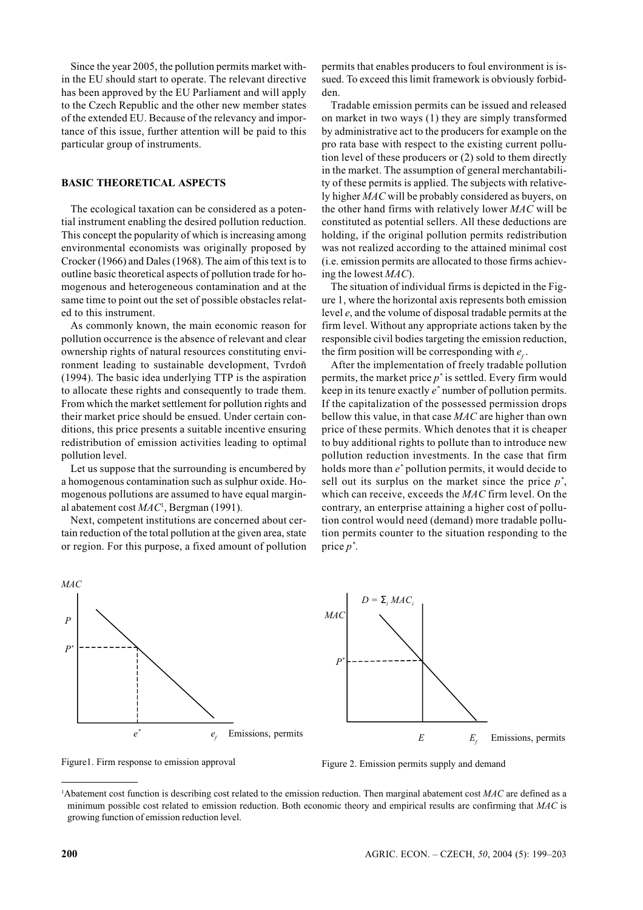Since the year 2005, the pollution permits market within the EU should start to operate. The relevant directive has been approved by the EU Parliament and will apply to the Czech Republic and the other new member states of the extended EU. Because of the relevancy and importance of this issue, further attention will be paid to this particular group of instruments.

## BASIC THEORETICAL ASPECTS

The ecological taxation can be considered as a potential instrument enabling the desired pollution reduction. This concept the popularity of which is increasing among environmental economists was originally proposed by Crocker (1966) and Dales (1968). The aim of this text is to outline basic theoretical aspects of pollution trade for homogenous and heterogeneous contamination and at the same time to point out the set of possible obstacles related to this instrument.

As commonly known, the main economic reason for pollution occurrence is the absence of relevant and clear ownership rights of natural resources constituting environment leading to sustainable development, Tvrdoň (1994). The basic idea underlying TTP is the aspiration to allocate these rights and consequently to trade them. From which the market settlement for pollution rights and their market price should be ensued. Under certain conditions, this price presents a suitable incentive ensuring redistribution of emission activities leading to optimal pollution level.

Let us suppose that the surrounding is encumbered by a homogenous contamination such as sulphur oxide. Homogenous pollutions are assumed to have equal marginal abatement cost *MAC*[1], Bergman (1991).

Next, competent institutions are concerned about certain reduction of the total pollution at the given area, state or region. For this purpose, a fixed amount of pollution permits that enables producers to foul environment is issued. To exceed this limit framework is obviously forbidden.

Tradable emission permits can be issued and released on market in two ways (1) they are simply transformed by administrative act to the producers for example on the pro rata base with respect to the existing current pollution level of these producers or (2) sold to them directly in the market. The assumption of general merchantability of these permits is applied. The subjects with relatively higher *MAC* will be probably considered as buyers, on the other hand firms with relatively lower *MAC* will be constituted as potential sellers. All these deductions are holding, if the original pollution permits redistribution was not realized according to the attained minimal cost (i.e. emission permits are allocated to those firms achieving the lowest *MAC*).

The situation of individual firms is depicted in the Figure 1, where the horizontal axis represents both emission level *e*, and the volume of disposal tradable permits at the firm level. Without any appropriate actions taken by the responsible civil bodies targeting the emission reduction, the firm position will be corresponding with $e_f$.

After the implementation of freely tradable pollution permits, the market price $p^*$ is settled. Every firm would keep in its tenure exactly $e^*$ number of pollution permits. If the capitalization of the possessed permission drops bellow this value, in that case *MAC* are higher than own price of these permits. Which denotes that it is cheaper to buy additional rights to pollute than to introduce new pollution reduction investments. In the case that firm holds more than $e^*$ pollution permits, it would decide to sell out its surplus on the market since the price $p^*$, which can receive, exceeds the *MAC* firm level. On the contrary, an enterprise attaining a higher cost of pollution control would need (demand) more tradable pollution permits counter to the situation responding to the price $p^*$.

Figure1. Firm response to emission approval

Figure 2. Emission permits supply and demand

[1]Abatement cost function is describing cost related to the emission reduction. Then marginal abatement cost *MAC* are defined as a minimum possible cost related to emission reduction. Both economic theory and empirical results are confirming that *MAC* is growing function of emission reduction level.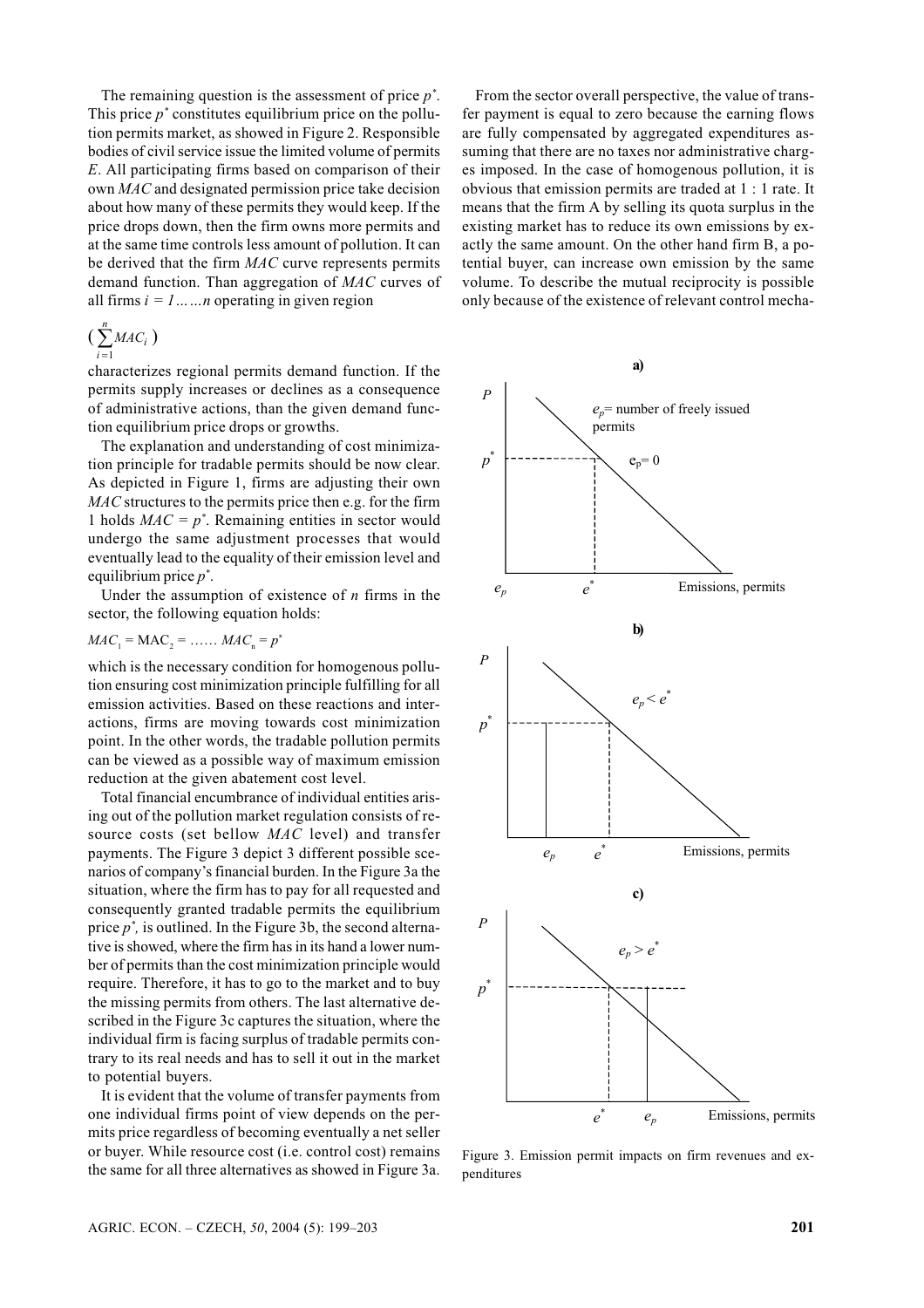The remaining question is the assessment of price $p^*$. This price $p^*$ constitutes equilibrium price on the pollution permits market, as showed in Figure 2. Responsible bodies of civil service issue the limited volume of permits $E$. All participating firms based on comparison of their own $MAC$ and designated permission price take decision about how many of these permits they would keep. If the price drops down, then the firm owns more permits and at the same time controls less amount of pollution. It can be derived that the firm $MAC$ curve represents permits demand function. Than aggregation of $MAC$ curves of all firms $i = 1 \ldots\ldots n$ operating in given region

$$\left(\sum_{i=1}^{n} MAC_i\right)$$

characterizes regional permits demand function. If the permits supply increases or declines as a consequence of administrative actions, than the given demand function equilibrium price drops or growths.

The explanation and understanding of cost minimization principle for tradable permits should be now clear. As depicted in Figure 1, firms are adjusting their own $MAC$ structures to the permits price then e.g. for the firm 1 holds $MAC = p^*$. Remaining entities in sector would undergo the same adjustment processes that would eventually lead to the equality of their emission level and equilibrium price $p^*$.

Under the assumption of existence of $n$ firms in the sector, the following equation holds:

$$MAC_1 = \mathrm{MAC}_2 = \ldots\ldots MAC_n = p^*$$

which is the necessary condition for homogenous pollution ensuring cost minimization principle fulfilling for all emission activities. Based on these reactions and interactions, firms are moving towards cost minimization point. In the other words, the tradable pollution permits can be viewed as a possible way of maximum emission reduction at the given abatement cost level.

Total financial encumbrance of individual entities arising out of the pollution market regulation consists of resource costs (set bellow $MAC$ level) and transfer payments. The Figure 3 depict 3 different possible scenarios of company's financial burden. In the Figure 3a the situation, where the firm has to pay for all requested and consequently granted tradable permits the equilibrium price $p^*$, is outlined. In the Figure 3b, the second alternative is showed, where the firm has in its hand a lower number of permits than the cost minimization principle would require. Therefore, it has to go to the market and to buy the missing permits from others. The last alternative described in the Figure 3c captures the situation, where the individual firm is facing surplus of tradable permits contrary to its real needs and has to sell it out in the market to potential buyers.

It is evident that the volume of transfer payments from one individual firms point of view depends on the permits price regardless of becoming eventually a net seller or buyer. While resource cost (i.e. control cost) remains the same for all three alternatives as showed in Figure 3a.

From the sector overall perspective, the value of transfer payment is equal to zero because the earning flows are fully compensated by aggregated expenditures assuming that there are no taxes nor administrative charges imposed. In the case of homogenous pollution, it is obvious that emission permits are traded at 1 : 1 rate. It means that the firm A by selling its quota surplus in the existing market has to reduce its own emissions by exactly the same amount. On the other hand firm B, a potential buyer, can increase own emission by the same volume. To describe the mutual reciprocity is possible only because of the existence of relevant control mecha-

Figure 3. Emission permit impacts on firm revenues and expenditures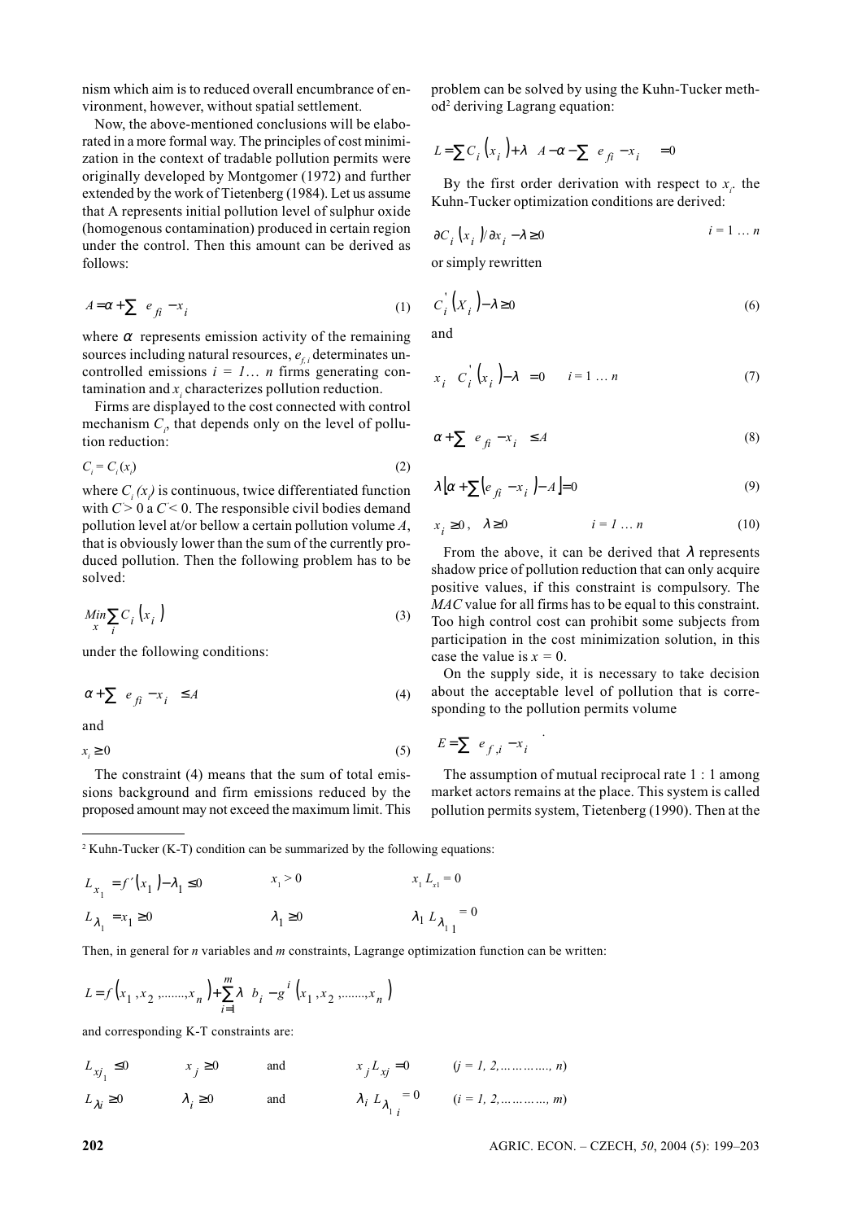nism which aim is to reduced overall encumbrance of environment, however, without spatial settlement.

Now, the above-mentioned conclusions will be elaborated in a more formal way. The principles of cost minimization in the context of tradable pollution permits were originally developed by Montgomer (1972) and further extended by the work of Tietenberg (1984). Let us assume that A represents initial pollution level of sulphur oxide (homogenous contamination) produced in certain region under the control. Then this amount can be derived as follows:

$$A = \alpha + \sum \left( e_{fi} - x_i \right) \tag{1}$$

where $\alpha$ represents emission activity of the remaining sources including natural resources, $e_{f,i}$ determinates uncontrolled emissions $i = 1 \dots n$ firms generating contamination and $x_i$ characterizes pollution reduction.

Firms are displayed to the cost connected with control mechanism $C_i$, that depends only on the level of pollution reduction:

$$C_i = C_i(x_i) \tag{2}$$

where $C_i(x_i)$ is continuous, twice differentiated function with $C' > 0$ a $C'' < 0$. The responsible civil bodies demand pollution level at/or bellow a certain pollution volume $A$, that is obviously lower than the sum of the currently produced pollution. Then the following problem has to be solved:

$$\underset{x}{Min} \sum_i C_i \left( x_i \right) \tag{3}$$

under the following conditions:

$$\alpha + \sum \left( e_{fi} - x_i \right) \leq A \tag{4}$$

and

$$x_i \geq 0 \tag{5}$$

The constraint (4) means that the sum of total emissions background and firm emissions reduced by the proposed amount may not exceed the maximum limit. This problem can be solved by using the Kuhn-Tucker method[2] deriving Lagrang equation:

$$L = \sum C_i \left( x_i \right) + \lambda \left[ A - \alpha - \sum \left( e_{fi} - x_i \right) \right] = 0$$

By the first order derivation with respect to $x_i$, the Kuhn-Tucker optimization conditions are derived:

$$\partial C_i \left( x_i \right) / \partial x_i - \lambda \geq 0 \qquad i = 1 \dots n$$

or simply rewritten

$$C_i^{'} \left( X_i \right) - \lambda \geq 0 \tag{6}$$

and

$$x_i \left[ C_i^{'} \left( x_i \right) - \lambda \right] = 0 \qquad i = 1 \dots n \tag{7}$$

$$\alpha + \sum \left( e_{fi} - x_i \right) \leq A \tag{8}$$

$$\lambda \left[ \alpha + \sum \left( e_{fi} - x_i \right) - A \right] = 0 \tag{9}$$

$$x_i \geq 0, \quad \lambda \geq 0 \qquad i = 1 \dots n \tag{10}$$

From the above, it can be derived that $\lambda$ represents shadow price of pollution reduction that can only acquire positive values, if this constraint is compulsory. The *MAC* value for all firms has to be equal to this constraint. Too high control cost can prohibit some subjects from participation in the cost minimization solution, in this case the value is $x = 0$.

On the supply side, it is necessary to take decision about the acceptable level of pollution that is corresponding to the pollution permits volume

$$E = \sum \left( e_{f,i} - x_i \right).$$

The assumption of mutual reciprocal rate 1 : 1 among market actors remains at the place. This system is called pollution permits system, Tietenberg (1990). Then at the

---

[2] Kuhn-Tucker (K-T) condition can be summarized by the following equations:

$$L_{x_1} = f'\left( x_1 \right) - \lambda_1 \leq 0 \qquad x_1 > 0 \qquad x_1 L_{x1} = 0$$

$$L_{\lambda_1} = x_1 \geq 0 \qquad \lambda_1 \geq 0 \qquad \lambda_1 L_{\lambda_1 1} = 0$$

Then, in general for *n* variables and *m* constraints, Lagrange optimization function can be written:

$$L = f\left( x_1, x_2, \dots\dots, x_n \right) + \sum_{i=1}^{m} \lambda \left[ b_i - g^i \left( x_1, x_2, \dots\dots, x_n \right) \right]$$

and corresponding K-T constraints are:

$$L_{xj_1} \leq 0 \qquad x_j \geq 0 \qquad \text{and} \qquad x_j L_{xj} = 0 \qquad (j = 1, 2, \dots\dots\dots, n)$$

$$L_{\lambda i} \geq 0 \qquad \lambda_i \geq 0 \qquad \text{and} \qquad \lambda_i L_{\lambda_{1i}} = 0 \qquad (i = 1, 2, \dots\dots\dots, m)$$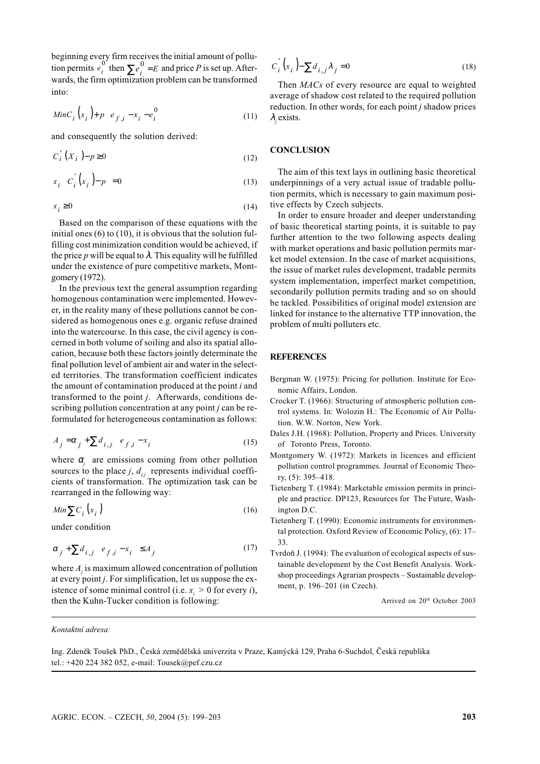beginning every firm receives the initial amount of pollution permits $e_i^0$ then $\sum e_i^0 = E$ and price $P$ is set up. Afterwards, the firm optimization problem can be transformed into:

$$MinC_i\left(x_i\right) + p \quad e_{f,i} - x_i - e_i^0 \tag{11}$$

and consequently the solution derived:

$$C_i^{'}\left(X_i\right) - p \geq 0 \tag{12}$$

$$x_i \quad C_i^{'}\left(x_i\right) - p \quad = 0 \tag{13}$$

$$x_i \geq 0 \tag{14}$$

Based on the comparison of these equations with the initial ones (6) to (10), it is obvious that the solution fulfilling cost minimization condition would be achieved, if the price $p$ will be equal to $\lambda$. This equality will be fulfilled under the existence of pure competitive markets, Montgomery (1972).

In the previous text the general assumption regarding homogenous contamination were implemented. However, in the reality many of these pollutions cannot be considered as homogenous ones e.g. organic refuse drained into the watercourse. In this case, the civil agency is concerned in both volume of soiling and also its spatial allocation, because both these factors jointly determinate the final pollution level of ambient air and water in the selected territories. The transformation coefficient indicates the amount of contamination produced at the point $i$ and transformed to the point $j$. Afterwards, conditions describing pollution concentration at any point $j$ can be reformulated for heterogeneous contamination as follows:

$$A_j = \alpha_j + \sum d_{i,j} \quad e_{f,i} - x_i \tag{15}$$

where $\alpha_j$ are emissions coming from other pollution sources to the place $j$, $d_{i,j}$ represents individual coefficients of transformation. The optimization task can be rearranged in the following way:

$$Min \sum C_i\left(x_i\right) \tag{16}$$

under condition

$$\alpha_j + \sum d_{i,j} \quad e_{f,i} - x_i \quad \leq A_j \tag{17}$$

where $A_j$ is maximum allowed concentration of pollution at every point $j$. For simplification, let us suppose the existence of some minimal control (i.e. $x_i > 0$ for every $i$), then the Kuhn-Tucker condition is following:

$$C_i^{'}\left(x_i\right) - \sum d_{i,j} \lambda_j = 0 \tag{18}$$

Then *MACs* of every resource are equal to weighted average of shadow cost related to the required pollution reduction. In other words, for each point $j$ shadow prices $\lambda_j$ exists.

## CONCLUSION

The aim of this text lays in outlining basic theoretical underpinnings of a very actual issue of tradable pollution permits, which is necessary to gain maximum positive effects by Czech subjects.

In order to ensure broader and deeper understanding of basic theoretical starting points, it is suitable to pay further attention to the two following aspects dealing with market operations and basic pollution permits market model extension. In the case of market acquisitions, the issue of market rules development, tradable permits system implementation, imperfect market competition, secondarily pollution permits trading and so on should be tackled. Possibilities of original model extension are linked for instance to the alternative TTP innovation, the problem of multi polluters etc.

## REFERENCES

Bergman W. (1975): Pricing for pollution. Institute for Economic Affairs, London.

Crocker T. (1966): Structuring of atmospheric pollution control systems. In: Wolozin H.: The Economic of Air Pollution. W.W. Norton, New York.

Dales J.H. (1968): Pollution, Property and Prices. University of Toronto Press, Toronto.

Montgomery W. (1972): Markets in licences and efficient pollution control programmes. Journal of Economic Theory, (5): 395–418.

Tietenberg T. (1984): Marketable emission permits in principle and practice. DP123, Resources for The Future, Washington D.C.

Tietenberg T. (1990): Economic instruments for environmental protection. Oxford Review of Economic Policy, (6): 17–33.

Tvrdoň J. (1994): The evaluation of ecological aspects of sustainable development by the Cost Benefit Analysis. Workshop proceedings Agrarian prospects – Sustainable development, p. 196–201 (in Czech).

Arrived on 20th October 2003

*Kontaktní adresa:*

Ing. Zdeněk Toušek PhD., Česká zemědělská univerzita v Praze, Kamýcká 129, Praha 6-Suchdol, Česká republika
tel.: +420 224 382 052, e-mail: Tousek@pef.czu.cz